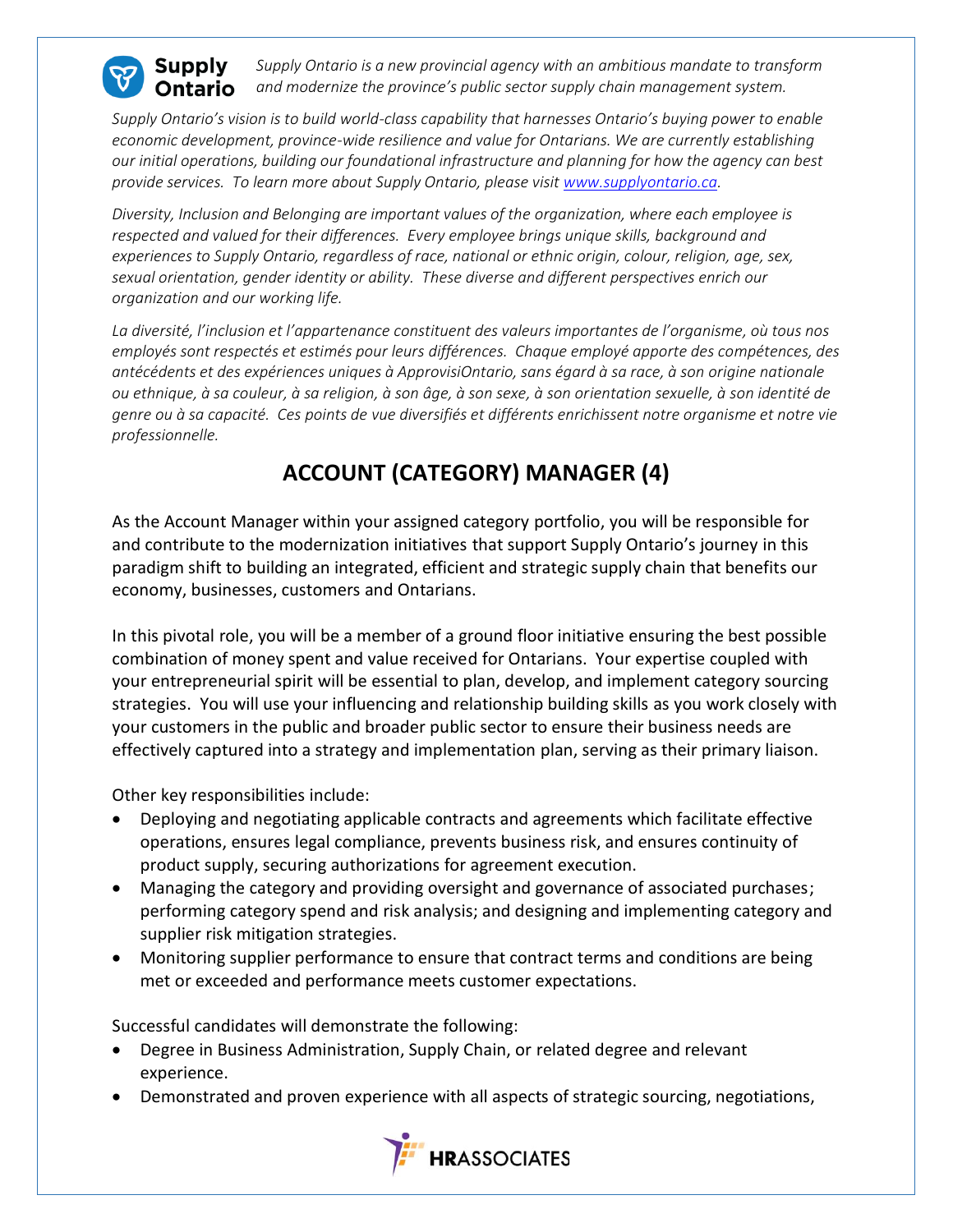**Supply Ontario**

*Supply Ontario is a new provincial agency with an ambitious mandate to transform and modernize the province's public sector supply chain management system.*

*Supply Ontario's vision is to build world-class capability that harnesses Ontario's buying power to enable economic development, province-wide resilience and value for Ontarians. We are currently establishing our initial operations, building our foundational infrastructure and planning for how the agency can best provide services. To learn more about Supply Ontario, please visit [www.supplyontario.ca](http://www.supplyontario.ca).*

*Diversity, Inclusion and Belonging are important values of the organization, where each employee is respected and valued for their differences. Every employee brings unique skills, background and experiences to Supply Ontario, regardless of race, national or ethnic origin, colour, religion, age, sex, sexual orientation, gender identity or ability. These diverse and different perspectives enrich our organization and our working life.*

*La diversité, l'inclusion et l'appartenance constituent des valeurs importantes de l'organisme, où tous nos employés sont respectés et estimés pour leurs différences. Chaque employé apporte des compétences, des antécédents et des expériences uniques à ApprovisiOntario, sans égard à sa race, à son origine nationale ou ethnique, à sa couleur, à sa religion, à son âge, à son sexe, à son orientation sexuelle, à son identité de genre ou à sa capacité. Ces points de vue diversifiés et différents enrichissent notre organisme et notre vie professionnelle.*

# ACCOUNT (CATEGORY) MANAGER (4)

As the Account Manager within your assigned category portfolio, you will be responsible for and contribute to the modernization initiatives that support Supply Ontario's journey in this paradigm shift to building an integrated, efficient and strategic supply chain that benefits our economy, businesses, customers and Ontarians.

In this pivotal role, you will be a member of a ground floor initiative ensuring the best possible combination of money spent and value received for Ontarians. Your expertise coupled with your entrepreneurial spirit will be essential to plan, develop, and implement category sourcing strategies. You will use your influencing and relationship building skills as you work closely with your customers in the public and broader public sector to ensure their business needs are effectively captured into a strategy and implementation plan, serving as their primary liaison.

Other key responsibilities include:

- Deploying and negotiating applicable contracts and agreements which facilitate effective operations, ensures legal compliance, prevents business risk, and ensures continuity of product supply, securing authorizations for agreement execution.
- Managing the category and providing oversight and governance of associated purchases; performing category spend and risk analysis; and designing and implementing category and supplier risk mitigation strategies.
- Monitoring supplier performance to ensure that contract terms and conditions are being met or exceeded and performance meets customer expectations.

Successful candidates will demonstrate the following:

- Degree in Business Administration, Supply Chain, or related degree and relevant experience.
- Demonstrated and proven experience with all aspects of strategic sourcing, negotiations,

**HRASSOCIATES**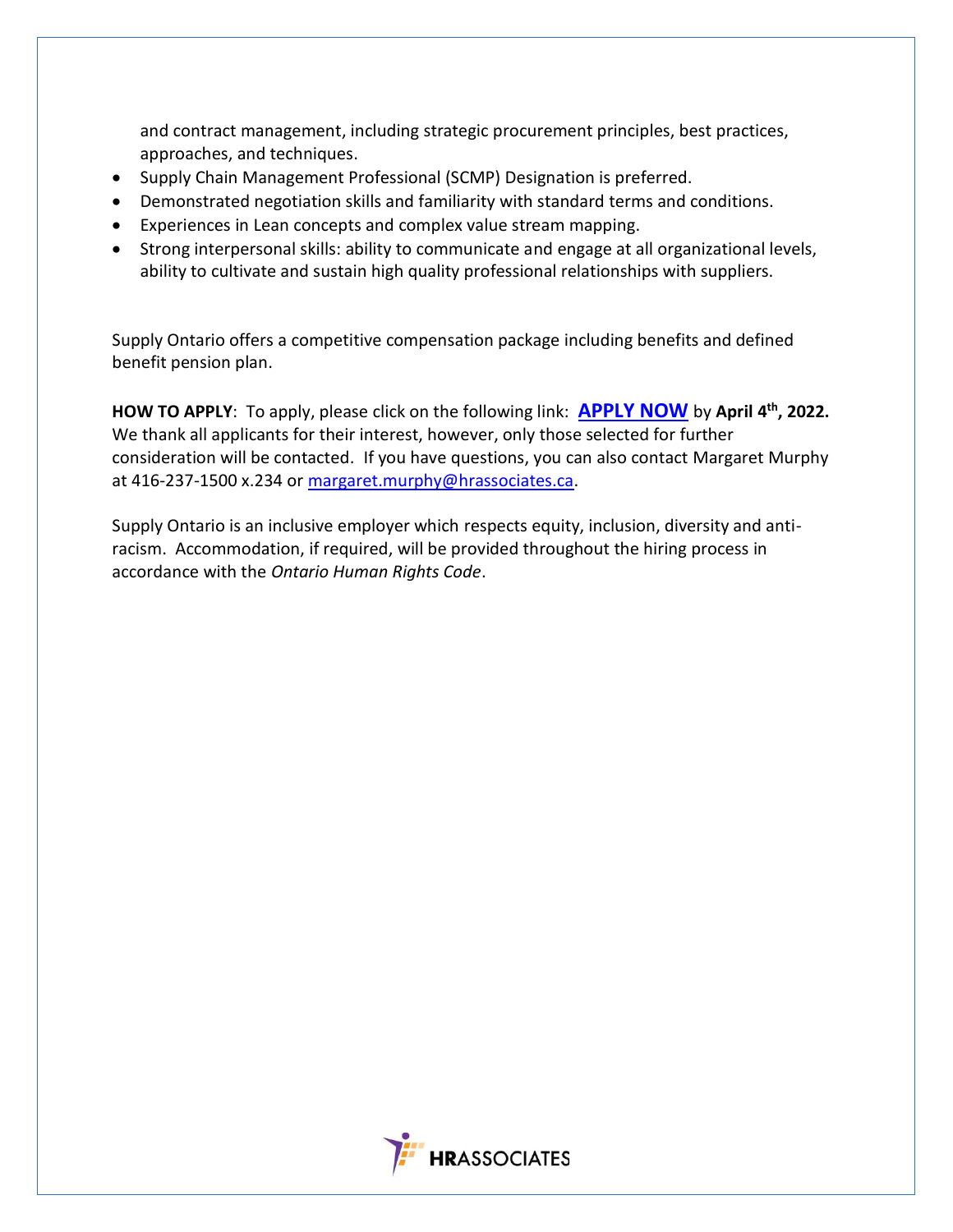and contract management, including strategic procurement principles, best practices, approaches, and techniques.

- Supply Chain Management Professional (SCMP) Designation is preferred.
- Demonstrated negotiation skills and familiarity with standard terms and conditions.
- Experiences in Lean concepts and complex value stream mapping.
- Strong interpersonal skills: ability to communicate and engage at all organizational levels, ability to cultivate and sustain high quality professional relationships with suppliers.

Supply Ontario offers a competitive compensation package including benefits and defined benefit pension plan.

**HOW TO APPLY**: To apply, please click on the following link: **APPLY NOW** by **April 4th, 2022.** We thank all applicants for their interest, however, only those selected for further consideration will be contacted. If you have questions, you can also contact Margaret Murphy at 416-237-1500 x.234 or margaret.murphy@hrassociates.ca.

Supply Ontario is an inclusive employer which respects equity, inclusion, diversity and anti-racism. Accommodation, if required, will be provided throughout the hiring process in accordance with the *Ontario Human Rights Code*.

**HR**ASSOCIATES